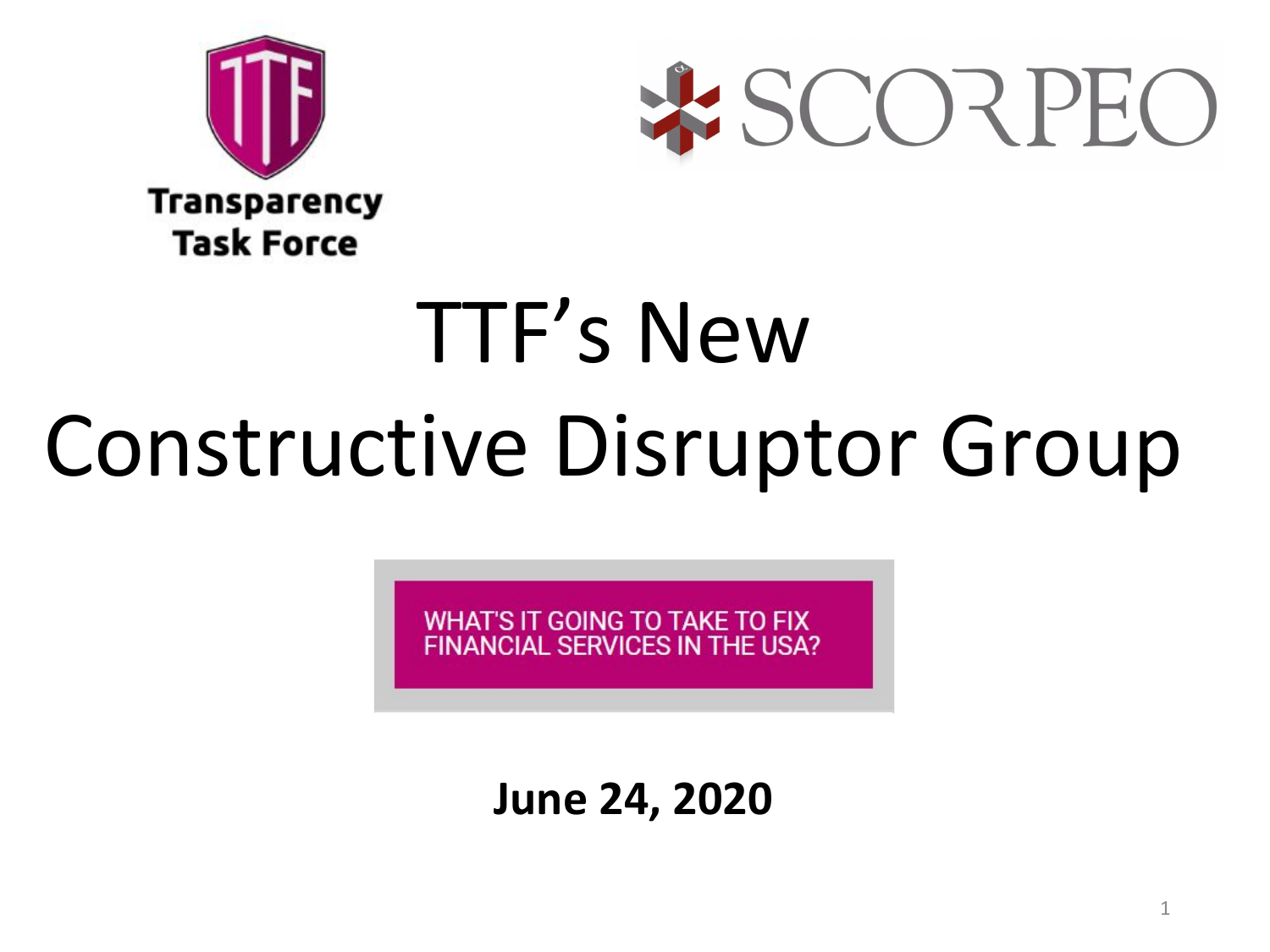Transparency Task Force

SCORPEO

# TTF's New Constructive Disruptor Group

WHAT'S IT GOING TO TAKE TO FIX FINANCIAL SERVICES IN THE USA?

**June 24, 2020**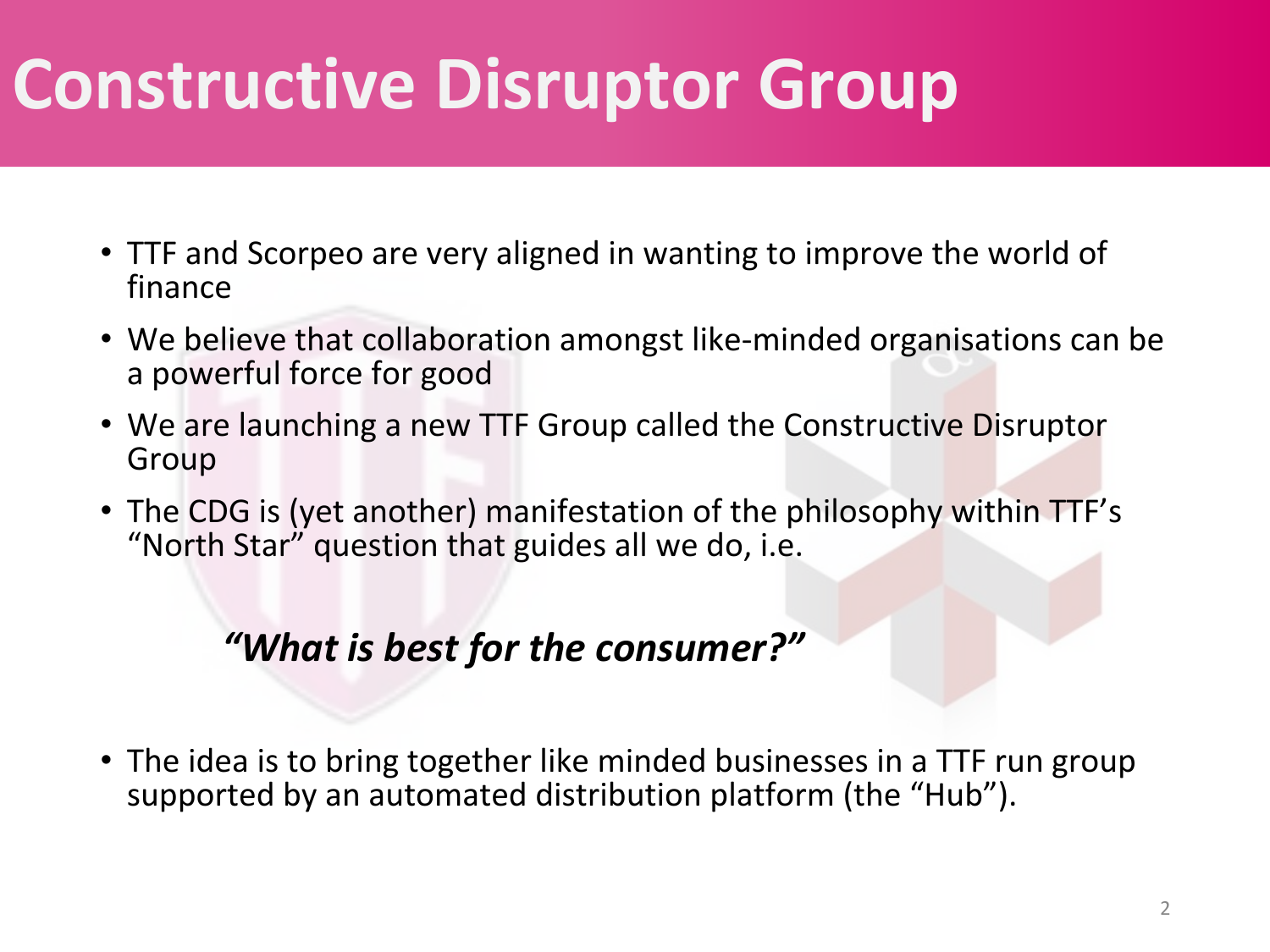# Constructive Disruptor Group

- TTF and Scorpeo are very aligned in wanting to improve the world of finance
- We believe that collaboration amongst like-minded organisations can be a powerful force for good
- We are launching a new TTF Group called the Constructive Disruptor Group
- The CDG is (yet another) manifestation of the philosophy within TTF's "North Star" question that guides all we do, i.e.

***"What is best for the consumer?"***

- The idea is to bring together like minded businesses in a TTF run group supported by an automated distribution platform (the "Hub").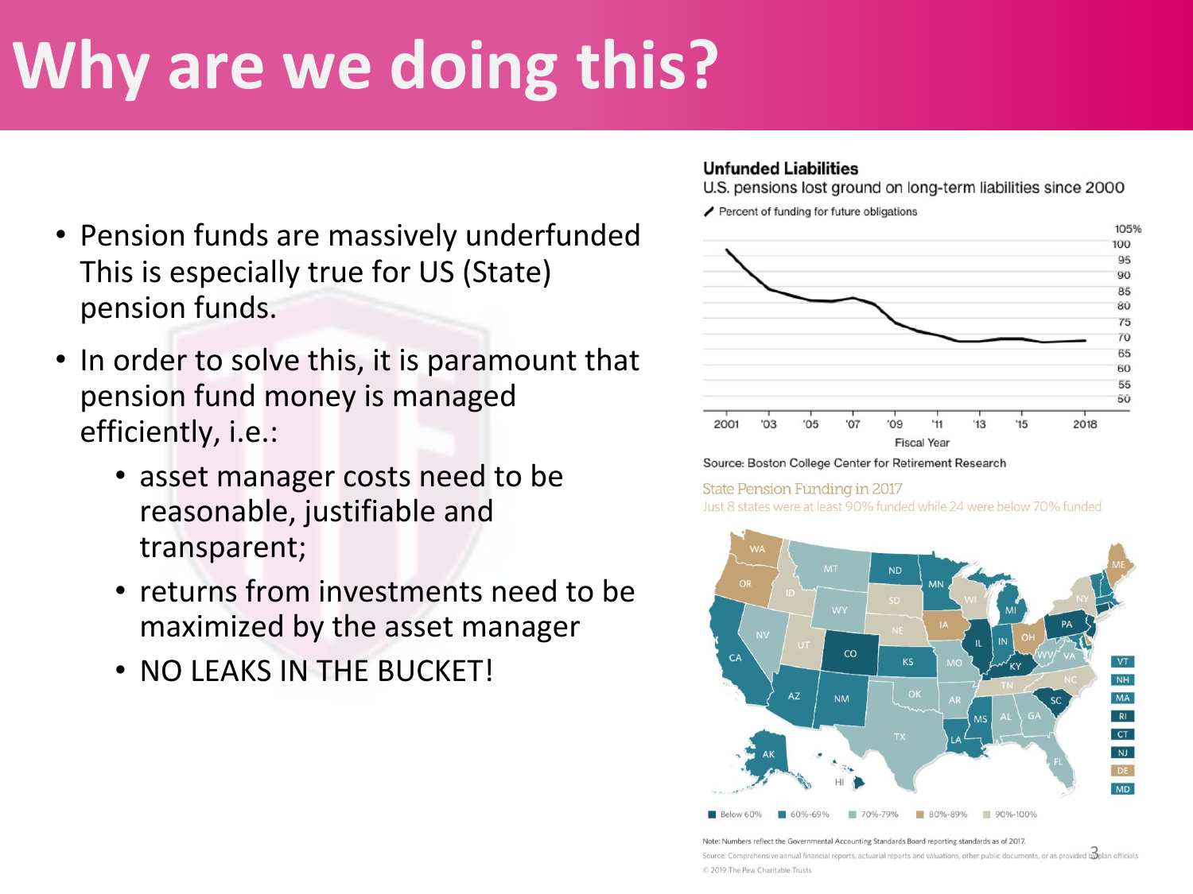# Why are we doing this?

- Pension funds are massively underfunded This is especially true for US (State) pension funds.
- In order to solve this, it is paramount that pension fund money is managed efficiently, i.e.:
  - asset manager costs need to be reasonable, justifiable and transparent;
  - returns from investments need to be maximized by the asset manager
  - NO LEAKS IN THE BUCKET!

**Unfunded Liabilities**

U.S. pensions lost ground on long-term liabilities since 2000

Percent of funding for future obligations

Source: Boston College Center for Retirement Research

State Pension Funding in 2017

Just 8 states were at least 90% funded while 24 were below 70% funded

Below 60% | 60%-69% | 70%-79% | 80%-89% | 90%-100%

Note: Numbers reflect the Governmental Accounting Standards Board reporting standards as of 2017.

Source: Comprehensive annual financial reports, actuarial reports and valuations, other public documents, or as provided to plan officials

© 2019 The Pew Charitable Trusts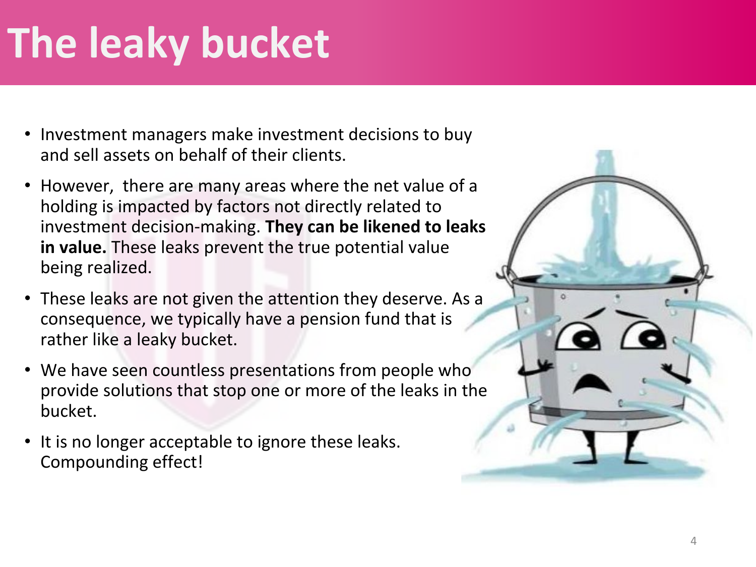# The leaky bucket

- Investment managers make investment decisions to buy and sell assets on behalf of their clients.
- However, there are many areas where the net value of a holding is impacted by factors not directly related to investment decision-making. **They can be likened to leaks in value.** These leaks prevent the true potential value being realized.
- These leaks are not given the attention they deserve. As a consequence, we typically have a pension fund that is rather like a leaky bucket.
- We have seen countless presentations from people who provide solutions that stop one or more of the leaks in the bucket.
- It is no longer acceptable to ignore these leaks. Compounding effect!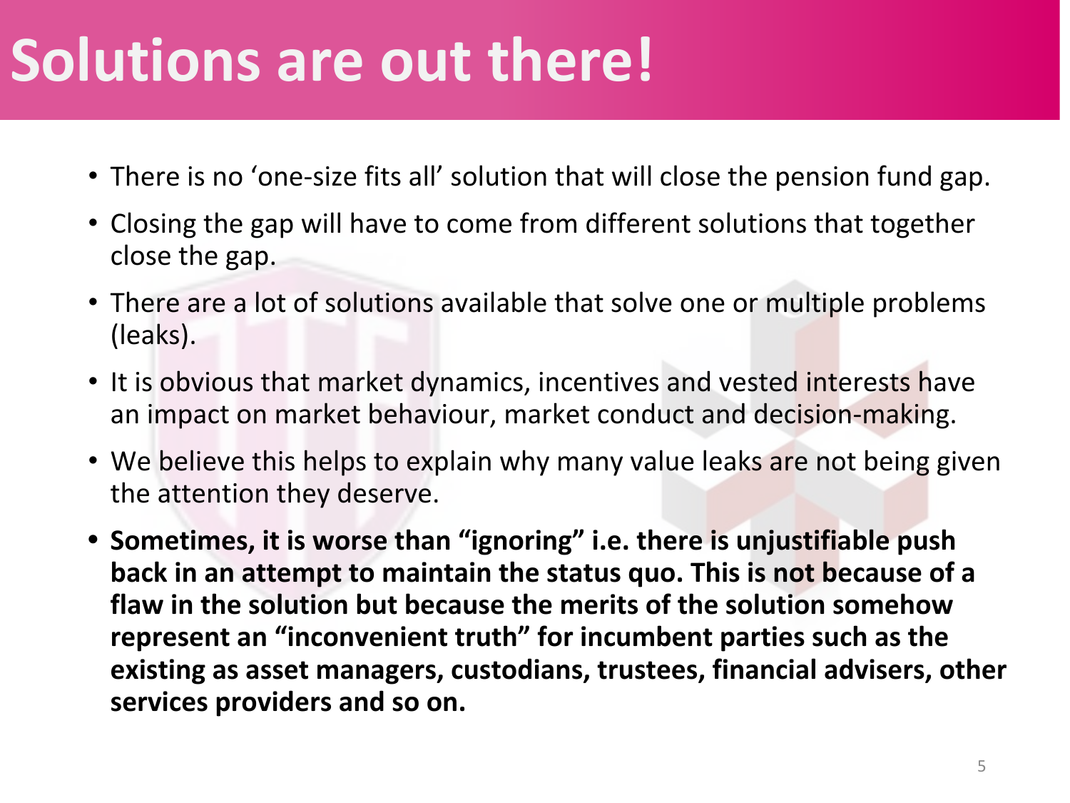# Solutions are out there!

- There is no 'one-size fits all' solution that will close the pension fund gap.
- Closing the gap will have to come from different solutions that together close the gap.
- There are a lot of solutions available that solve one or multiple problems (leaks).
- It is obvious that market dynamics, incentives and vested interests have an impact on market behaviour, market conduct and decision-making.
- We believe this helps to explain why many value leaks are not being given the attention they deserve.
- **Sometimes, it is worse than "ignoring" i.e. there is unjustifiable push back in an attempt to maintain the status quo. This is not because of a flaw in the solution but because the merits of the solution somehow represent an "inconvenient truth" for incumbent parties such as the existing as asset managers, custodians, trustees, financial advisers, other services providers and so on.**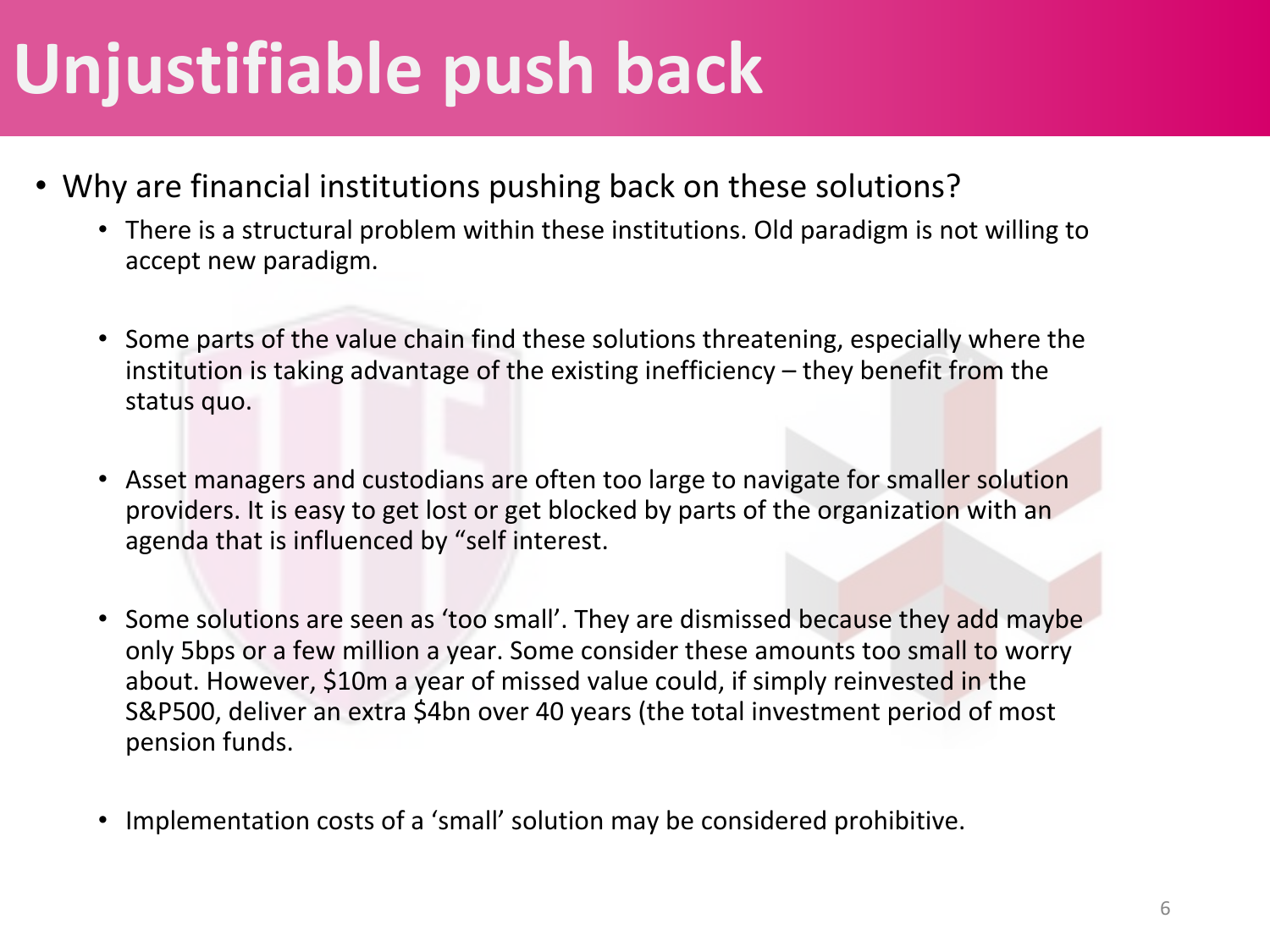# Unjustifiable push back

- Why are financial institutions pushing back on these solutions?
  - There is a structural problem within these institutions. Old paradigm is not willing to accept new paradigm.
  - Some parts of the value chain find these solutions threatening, especially where the institution is taking advantage of the existing inefficiency – they benefit from the status quo.
  - Asset managers and custodians are often too large to navigate for smaller solution providers. It is easy to get lost or get blocked by parts of the organization with an agenda that is influenced by "self interest.
  - Some solutions are seen as 'too small'. They are dismissed because they add maybe only 5bps or a few million a year. Some consider these amounts too small to worry about. However, $10m a year of missed value could, if simply reinvested in the S&P500, deliver an extra $4bn over 40 years (the total investment period of most pension funds.
  - Implementation costs of a 'small' solution may be considered prohibitive.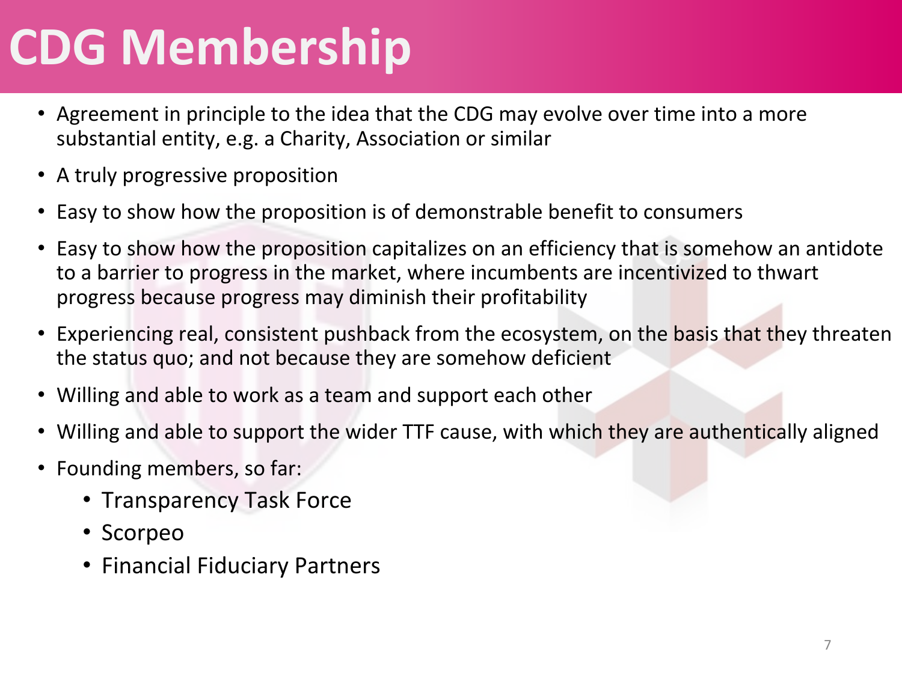# CDG Membership

- Agreement in principle to the idea that the CDG may evolve over time into a more substantial entity, e.g. a Charity, Association or similar
- A truly progressive proposition
- Easy to show how the proposition is of demonstrable benefit to consumers
- Easy to show how the proposition capitalizes on an efficiency that is somehow an antidote to a barrier to progress in the market, where incumbents are incentivized to thwart progress because progress may diminish their profitability
- Experiencing real, consistent pushback from the ecosystem, on the basis that they threaten the status quo; and not because they are somehow deficient
- Willing and able to work as a team and support each other
- Willing and able to support the wider TTF cause, with which they are authentically aligned
- Founding members, so far:
    - Transparency Task Force
    - Scorpeo
    - Financial Fiduciary Partners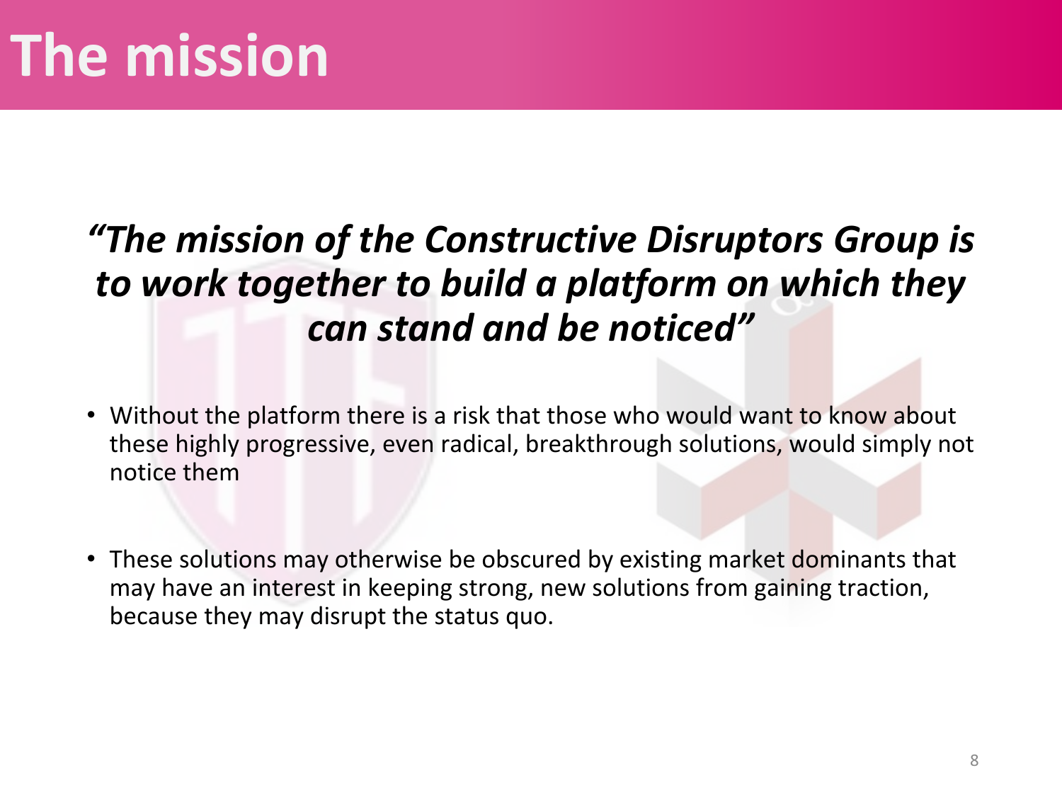# The mission

***"The mission of the Constructive Disruptors Group is to work together to build a platform on which they can stand and be noticed"***

- Without the platform there is a risk that those who would want to know about these highly progressive, even radical, breakthrough solutions, would simply not notice them

- These solutions may otherwise be obscured by existing market dominants that may have an interest in keeping strong, new solutions from gaining traction, because they may disrupt the status quo.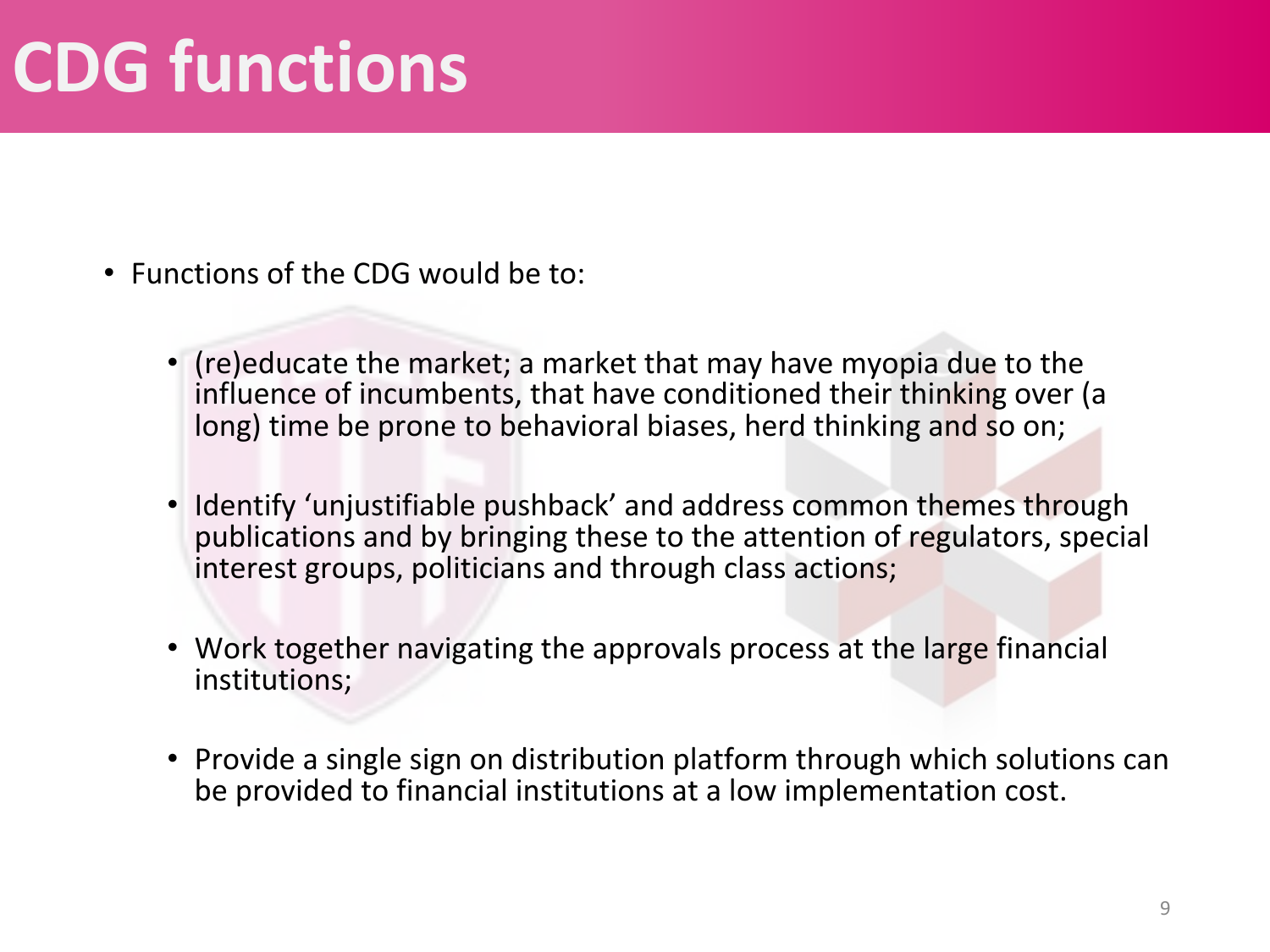# CDG functions

- Functions of the CDG would be to:
  - (re)educate the market; a market that may have myopia due to the influence of incumbents, that have conditioned their thinking over (a long) time be prone to behavioral biases, herd thinking and so on;
  - Identify 'unjustifiable pushback' and address common themes through publications and by bringing these to the attention of regulators, special interest groups, politicians and through class actions;
  - Work together navigating the approvals process at the large financial institutions;
  - Provide a single sign on distribution platform through which solutions can be provided to financial institutions at a low implementation cost.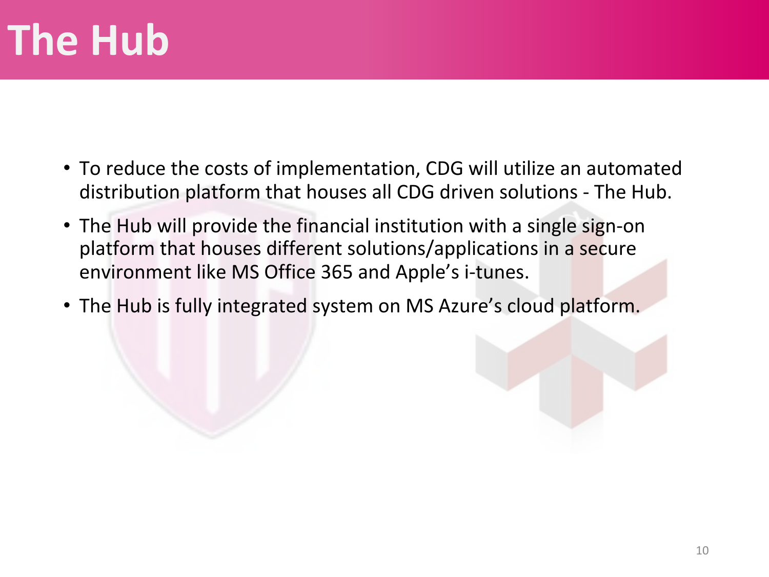# The Hub

- To reduce the costs of implementation, CDG will utilize an automated distribution platform that houses all CDG driven solutions - The Hub.
- The Hub will provide the financial institution with a single sign-on platform that houses different solutions/applications in a secure environment like MS Office 365 and Apple's i-tunes.
- The Hub is fully integrated system on MS Azure's cloud platform.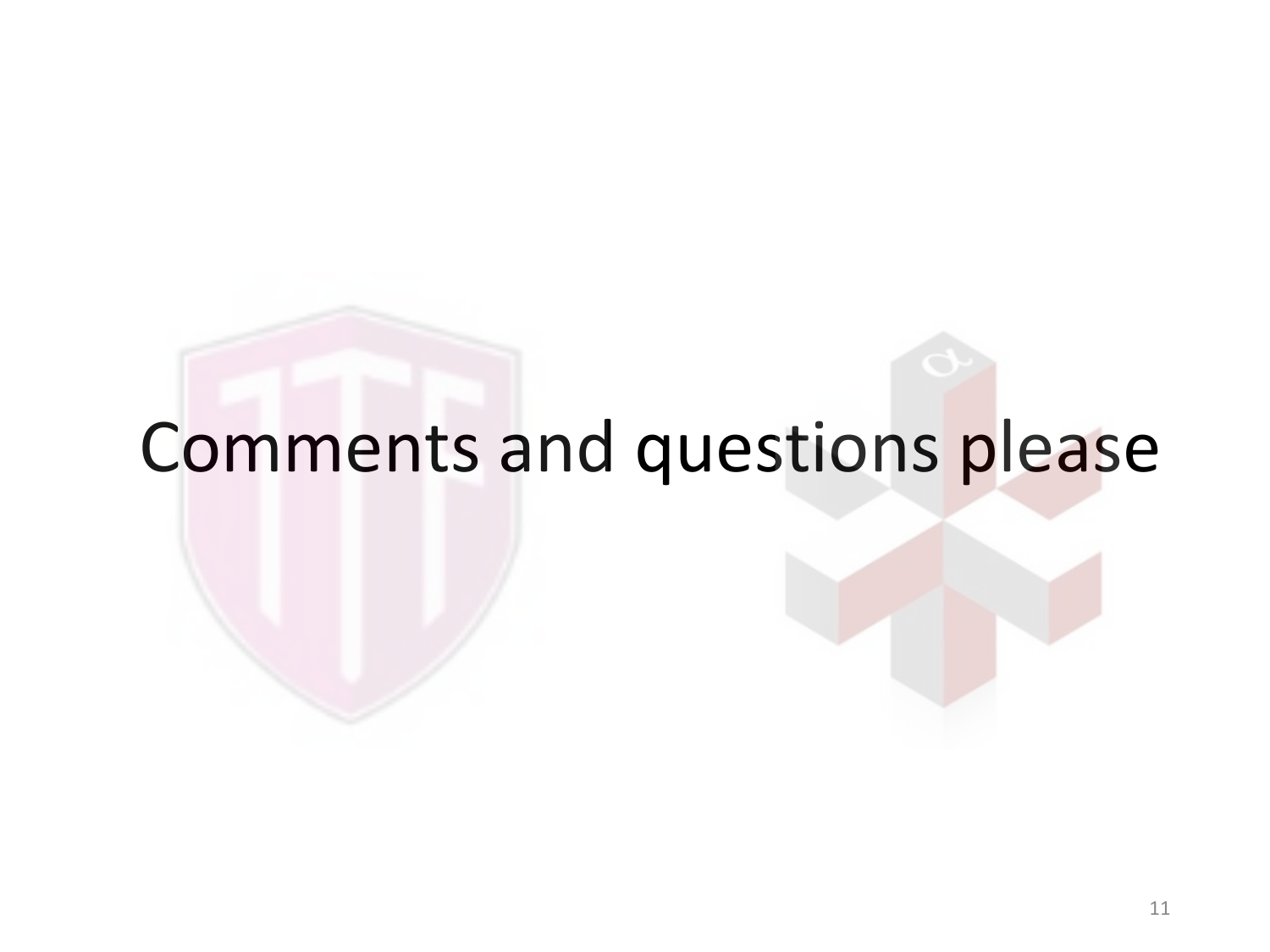# Comments and questions please